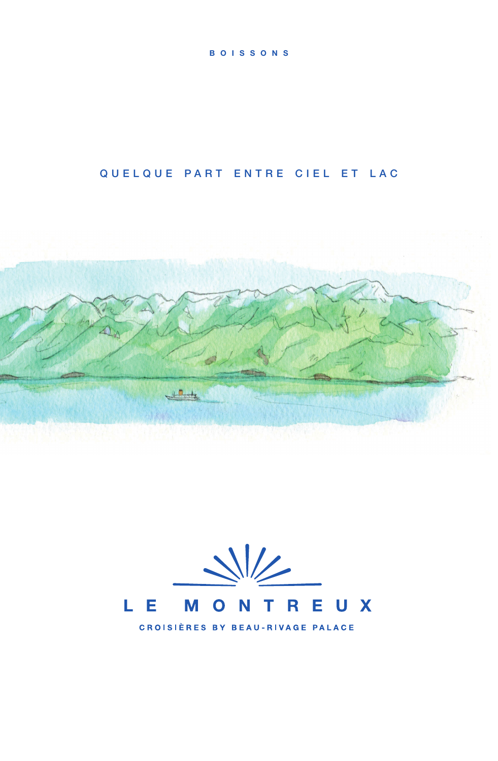BOISSONS

# QUELQUE PART ENTRE CIEL ET LAC

LE MONTREUX

CROISIÈRES BY BEAU-RIVAGE PALACE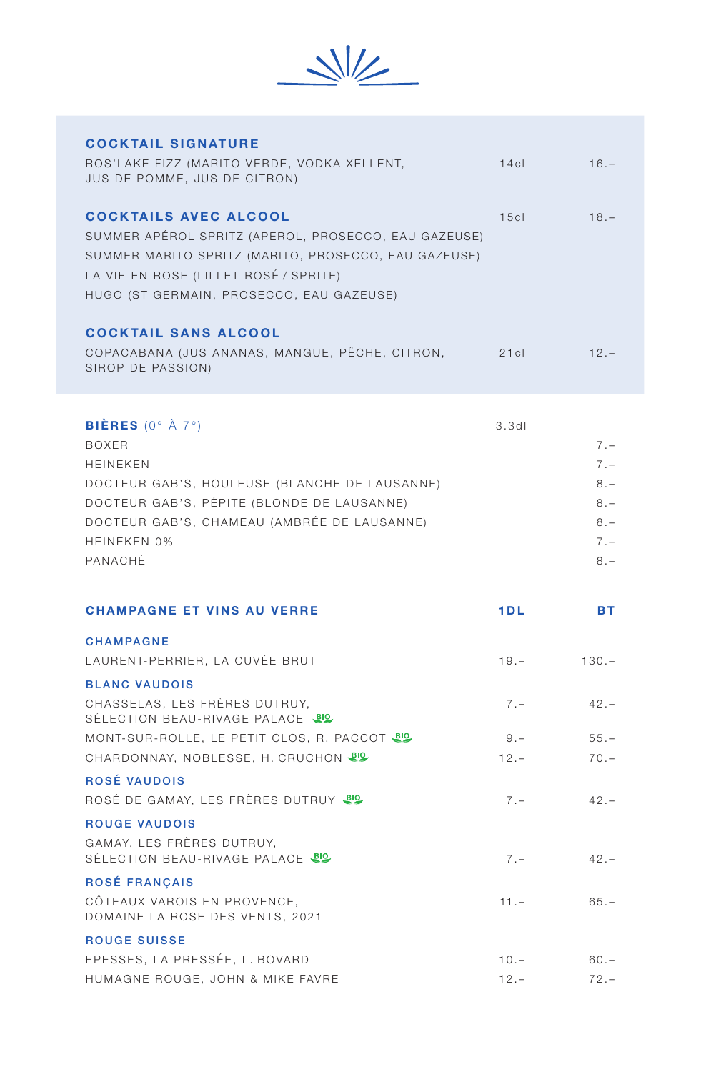## COCKTAIL SIGNATURE

| | | |
|---|---|---|
| ROS'LAKE FIZZ (MARITO VERDE, VODKA XELLENT, JUS DE POMME, JUS DE CITRON) | 14cl | 16.– |

## COCKTAILS AVEC ALCOOL

| | 15cl | 18.– |
|---|---|---|
| SUMMER APÉROL SPRITZ (APEROL, PROSECCO, EAU GAZEUSE) | | |
| SUMMER MARITO SPRITZ (MARITO, PROSECCO, EAU GAZEUSE) | | |
| LA VIE EN ROSE (LILLET ROSÉ / SPRITE) | | |
| HUGO (ST GERMAIN, PROSECCO, EAU GAZEUSE) | | |

## COCKTAIL SANS ALCOOL

| | | |
|---|---|---|
| COPACABANA (JUS ANANAS, MANGUE, PÊCHE, CITRON, SIROP DE PASSION) | 21cl | 12.– |

## BIÈRES (0° À 7°)

| | 3.3dl | |
|---|---|---|
| BOXER | | 7.– |
| HEINEKEN | | 7.– |
| DOCTEUR GAB'S, HOULEUSE (BLANCHE DE LAUSANNE) | | 8.– |
| DOCTEUR GAB'S, PÉPITE (BLONDE DE LAUSANNE) | | 8.– |
| DOCTEUR GAB'S, CHAMEAU (AMBRÉE DE LAUSANNE) | | 8.– |
| HEINEKEN 0% | | 7.– |
| PANACHÉ | | 8.– |

## CHAMPAGNE ET VINS AU VERRE

| | 1DL | BT |
|---|---|---|
| **CHAMPAGNE** | | |
| LAURENT-PERRIER, LA CUVÉE BRUT | 19.– | 130.– |
| **BLANC VAUDOIS** | | |
| CHASSELAS, LES FRÈRES DUTRUY, SÉLECTION BEAU-RIVAGE PALACE BIO | 7.– | 42.– |
| MONT-SUR-ROLLE, LE PETIT CLOS, R. PACCOT BIO | 9.– | 55.– |
| CHARDONNAY, NOBLESSE, H. CRUCHON BIO | 12.– | 70.– |
| **ROSÉ VAUDOIS** | | |
| ROSÉ DE GAMAY, LES FRÈRES DUTRUY BIO | 7.– | 42.– |
| **ROUGE VAUDOIS** | | |
| GAMAY, LES FRÈRES DUTRUY, SÉLECTION BEAU-RIVAGE PALACE BIO | 7.– | 42.– |
| **ROSÉ FRANÇAIS** | | |
| CÔTEAUX VAROIS EN PROVENCE, DOMAINE LA ROSE DES VENTS, 2021 | 11.– | 65.– |
| **ROUGE SUISSE** | | |
| EPESSES, LA PRESSÉE, L. BOVARD | 10.– | 60.– |
| HUMAGNE ROUGE, JOHN & MIKE FAVRE | 12.– | 72.– |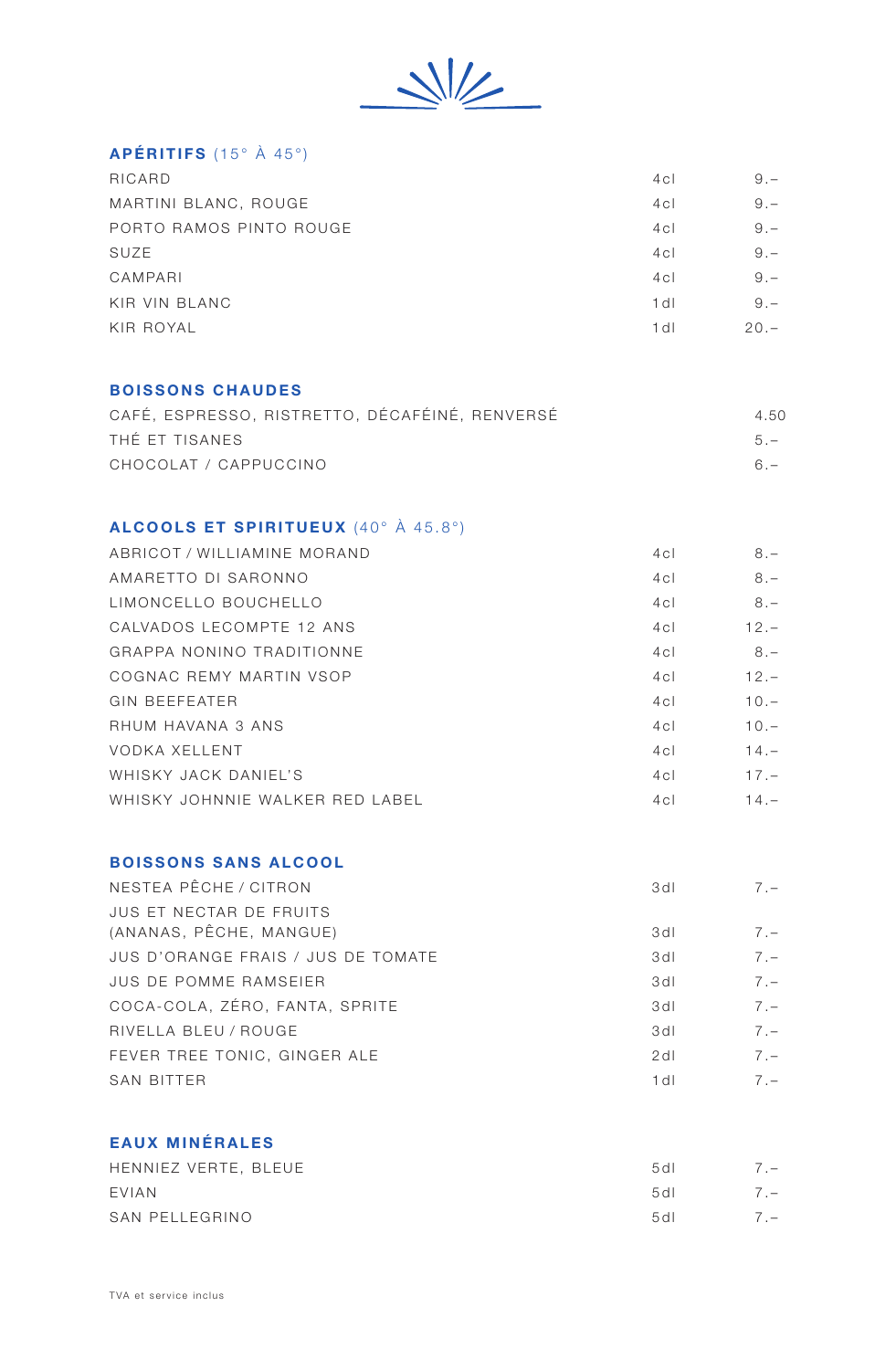## APÉRITIFS (15° À 45°)

| | | |
|---|---|---|
| RICARD | 4cl | 9.– |
| MARTINI BLANC, ROUGE | 4cl | 9.– |
| PORTO RAMOS PINTO ROUGE | 4cl | 9.– |
| SUZE | 4cl | 9.– |
| CAMPARI | 4cl | 9.– |
| KIR VIN BLANC | 1dl | 9.– |
| KIR ROYAL | 1dl | 20.– |

## BOISSONS CHAUDES

| | | |
|---|---|---|
| CAFÉ, ESPRESSO, RISTRETTO, DÉCAFÉINÉ, RENVERSÉ | | 4.50 |
| THÉ ET TISANES | | 5.– |
| CHOCOLAT / CAPPUCCINO | | 6.– |

## ALCOOLS ET SPIRITUEUX (40° À 45.8°)

| | | |
|---|---|---|
| ABRICOT / WILLIAMINE MORAND | 4cl | 8.– |
| AMARETTO DI SARONNO | 4cl | 8.– |
| LIMONCELLO BOUCHELLO | 4cl | 8.– |
| CALVADOS LECOMPTE 12 ANS | 4cl | 12.– |
| GRAPPA NONINO TRADITIONNE | 4cl | 8.– |
| COGNAC REMY MARTIN VSOP | 4cl | 12.– |
| GIN BEEFEATER | 4cl | 10.– |
| RHUM HAVANA 3 ANS | 4cl | 10.– |
| VODKA XELLENT | 4cl | 14.– |
| WHISKY JACK DANIEL'S | 4cl | 17.– |
| WHISKY JOHNNIE WALKER RED LABEL | 4cl | 14.– |

## BOISSONS SANS ALCOOL

| | | |
|---|---|---|
| NESTEA PÊCHE / CITRON | 3dl | 7.– |
| JUS ET NECTAR DE FRUITS (ANANAS, PÊCHE, MANGUE) | 3dl | 7.– |
| JUS D'ORANGE FRAIS / JUS DE TOMATE | 3dl | 7.– |
| JUS DE POMME RAMSEIER | 3dl | 7.– |
| COCA-COLA, ZÉRO, FANTA, SPRITE | 3dl | 7.– |
| RIVELLA BLEU / ROUGE | 3dl | 7.– |
| FEVER TREE TONIC, GINGER ALE | 2dl | 7.– |
| SAN BITTER | 1dl | 7.– |

## EAUX MINÉRALES

| | | |
|---|---|---|
| HENNIEZ VERTE, BLEUE | 5dl | 7.– |
| EVIAN | 5dl | 7.– |
| SAN PELLEGRINO | 5dl | 7.– |

TVA et service inclus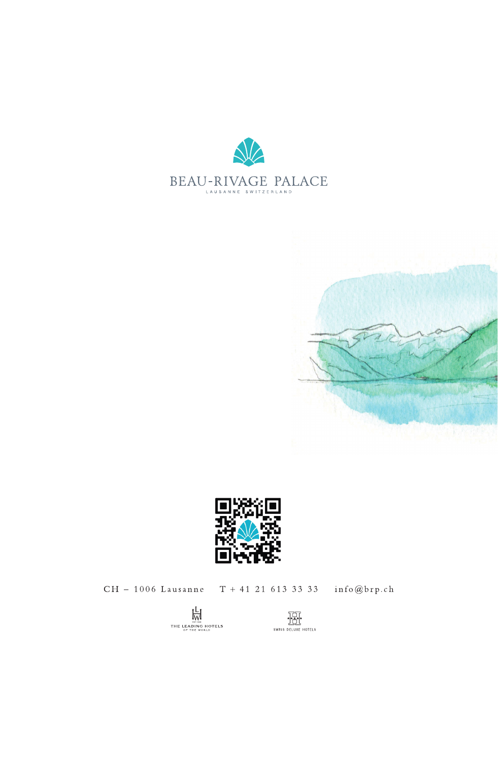BEAU-RIVAGE PALACE

LAUSANNE SWITZERLAND

CH – 1006 Lausanne T + 41 21 613 33 33 info@brp.ch

THE LEADING HOTELS OF THE WORLD

SWISS DELUXE HOTELS